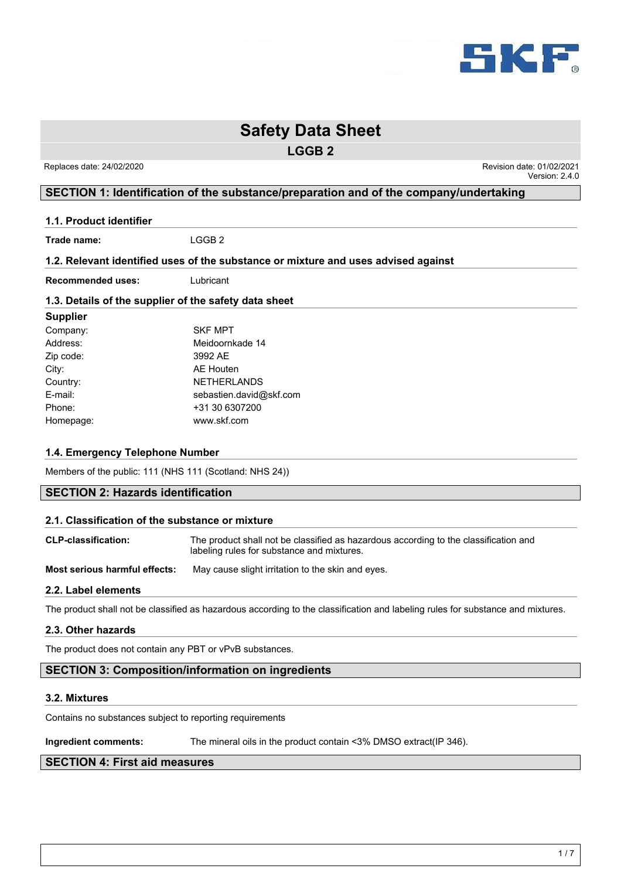# Safety Data Sheet

## LGGB 2

Replaces date: 24/02/2020

Revision date: 01/02/2021
Version: 2.4.0

## SECTION 1: Identification of the substance/preparation and of the company/undertaking

### 1.1. Product identifier

**Trade name:** LGGB 2

### 1.2. Relevant identified uses of the substance or mixture and uses advised against

**Recommended uses:** Lubricant

### 1.3. Details of the supplier of the safety data sheet

**Supplier**

| | |
|---|---|
| Company: | SKF MPT |
| Address: | Meidoornkade 14 |
| Zip code: | 3992 AE |
| City: | AE Houten |
| Country: | NETHERLANDS |
| E-mail: | sebastien.david@skf.com |
| Phone: | +31 30 6307200 |
| Homepage: | www.skf.com |

### 1.4. Emergency Telephone Number

Members of the public: 111 (NHS 111 (Scotland: NHS 24))

## SECTION 2: Hazards identification

### 2.1. Classification of the substance or mixture

**CLP-classification:** The product shall not be classified as hazardous according to the classification and labeling rules for substance and mixtures.

**Most serious harmful effects:** May cause slight irritation to the skin and eyes.

### 2.2. Label elements

The product shall not be classified as hazardous according to the classification and labeling rules for substance and mixtures.

### 2.3. Other hazards

The product does not contain any PBT or vPvB substances.

## SECTION 3: Composition/information on ingredients

### 3.2. Mixtures

Contains no substances subject to reporting requirements

**Ingredient comments:** The mineral oils in the product contain <3% DMSO extract(IP 346).

## SECTION 4: First aid measures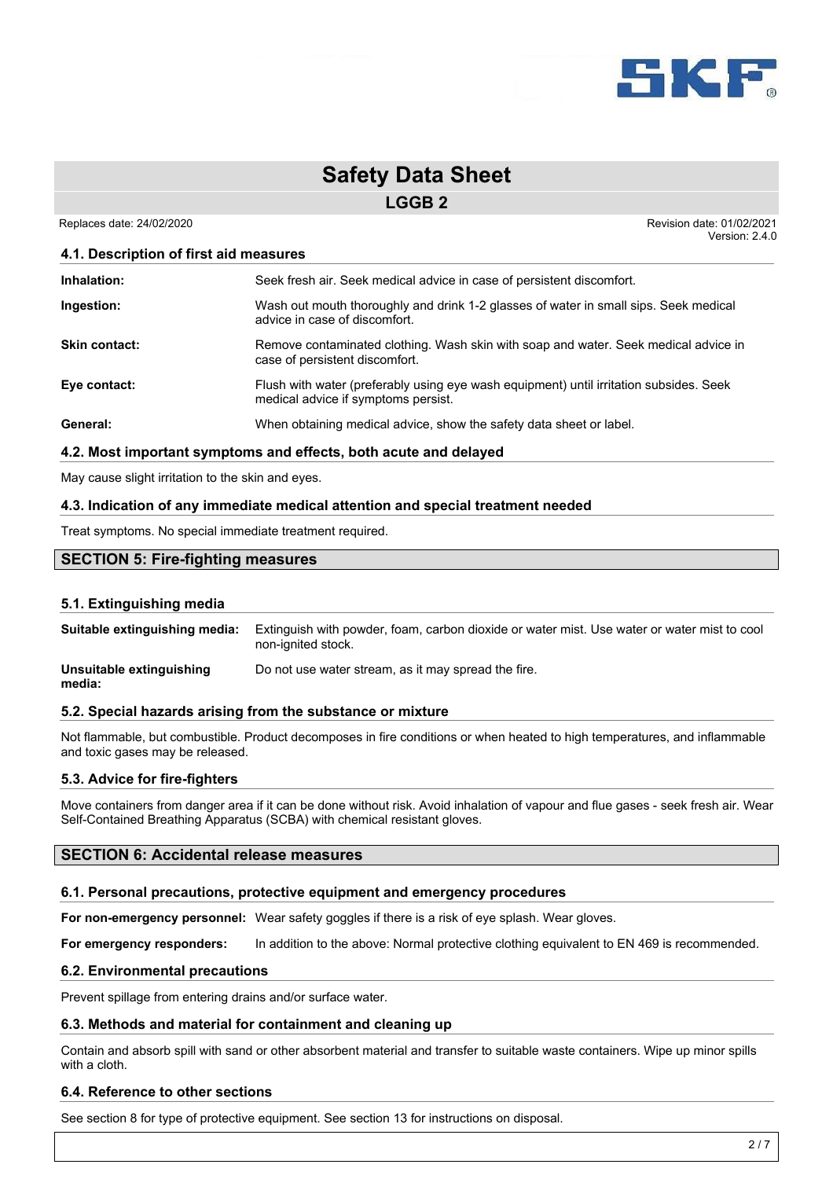# Safety Data Sheet

## LGGB 2

Replaces date: 24/02/2020

Revision date: 01/02/2021
Version: 2.4.0

### 4.1. Description of first aid measures

| | |
|---|---|
| **Inhalation:** | Seek fresh air. Seek medical advice in case of persistent discomfort. |
| **Ingestion:** | Wash out mouth thoroughly and drink 1-2 glasses of water in small sips. Seek medical advice in case of discomfort. |
| **Skin contact:** | Remove contaminated clothing. Wash skin with soap and water. Seek medical advice in case of persistent discomfort. |
| **Eye contact:** | Flush with water (preferably using eye wash equipment) until irritation subsides. Seek medical advice if symptoms persist. |
| **General:** | When obtaining medical advice, show the safety data sheet or label. |

### 4.2. Most important symptoms and effects, both acute and delayed

May cause slight irritation to the skin and eyes.

### 4.3. Indication of any immediate medical attention and special treatment needed

Treat symptoms. No special immediate treatment required.

## SECTION 5: Fire-fighting measures

### 5.1. Extinguishing media

| | |
|---|---|
| **Suitable extinguishing media:** | Extinguish with powder, foam, carbon dioxide or water mist. Use water or water mist to cool non-ignited stock. |
| **Unsuitable extinguishing media:** | Do not use water stream, as it may spread the fire. |

### 5.2. Special hazards arising from the substance or mixture

Not flammable, but combustible. Product decomposes in fire conditions or when heated to high temperatures, and inflammable and toxic gases may be released.

### 5.3. Advice for fire-fighters

Move containers from danger area if it can be done without risk. Avoid inhalation of vapour and flue gases - seek fresh air. Wear Self-Contained Breathing Apparatus (SCBA) with chemical resistant gloves.

## SECTION 6: Accidental release measures

### 6.1. Personal precautions, protective equipment and emergency procedures

| | |
|---|---|
| **For non-emergency personnel:** | Wear safety goggles if there is a risk of eye splash. Wear gloves. |
| **For emergency responders:** | In addition to the above: Normal protective clothing equivalent to EN 469 is recommended. |

### 6.2. Environmental precautions

Prevent spillage from entering drains and/or surface water.

### 6.3. Methods and material for containment and cleaning up

Contain and absorb spill with sand or other absorbent material and transfer to suitable waste containers. Wipe up minor spills with a cloth.

### 6.4. Reference to other sections

See section 8 for type of protective equipment. See section 13 for instructions on disposal.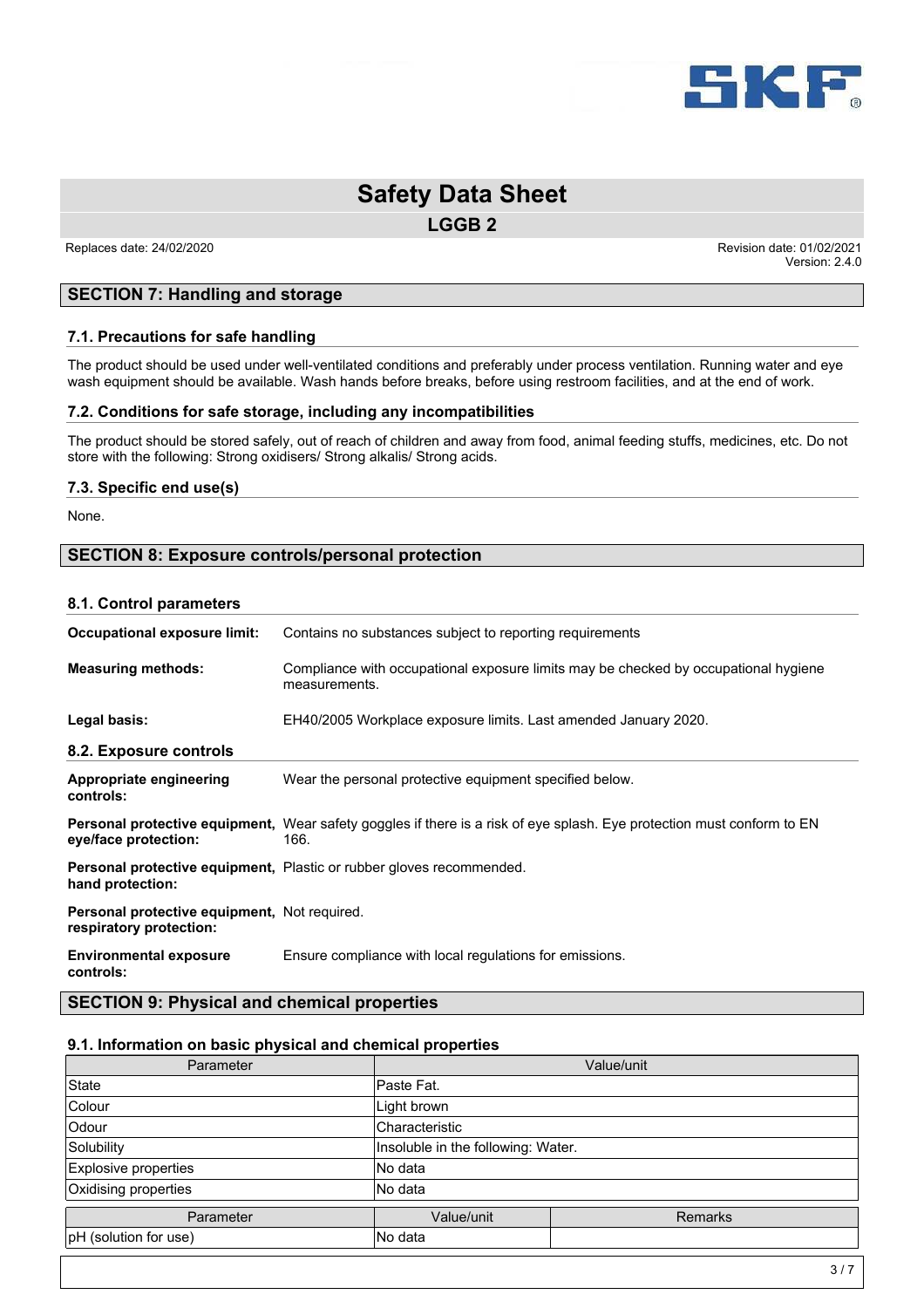# Safety Data Sheet

**LGGB 2**

Replaces date: 24/02/2020

Revision date: 01/02/2021
Version: 2.4.0

## SECTION 7: Handling and storage

### 7.1. Precautions for safe handling

The product should be used under well-ventilated conditions and preferably under process ventilation. Running water and eye wash equipment should be available. Wash hands before breaks, before using restroom facilities, and at the end of work.

### 7.2. Conditions for safe storage, including any incompatibilities

The product should be stored safely, out of reach of children and away from food, animal feeding stuffs, medicines, etc. Do not store with the following: Strong oxidisers/ Strong alkalis/ Strong acids.

### 7.3. Specific end use(s)

None.

## SECTION 8: Exposure controls/personal protection

### 8.1. Control parameters

**Occupational exposure limit:** Contains no substances subject to reporting requirements

**Measuring methods:** Compliance with occupational exposure limits may be checked by occupational hygiene measurements.

**Legal basis:** EH40/2005 Workplace exposure limits. Last amended January 2020.

### 8.2. Exposure controls

**Appropriate engineering controls:** Wear the personal protective equipment specified below.

**Personal protective equipment, eye/face protection:** Wear safety goggles if there is a risk of eye splash. Eye protection must conform to EN 166.

**Personal protective equipment, hand protection:** Plastic or rubber gloves recommended.

**Personal protective equipment, respiratory protection:** Not required.

**Environmental exposure controls:** Ensure compliance with local regulations for emissions.

## SECTION 9: Physical and chemical properties

### 9.1. Information on basic physical and chemical properties

| Parameter | Value/unit |
|---|---|
| State | Paste Fat. |
| Colour | Light brown |
| Odour | Characteristic |
| Solubility | Insoluble in the following: Water. |
| Explosive properties | No data |
| Oxidising properties | No data |

| Parameter | Value/unit | Remarks |
|---|---|---|
| pH (solution for use) | No data | |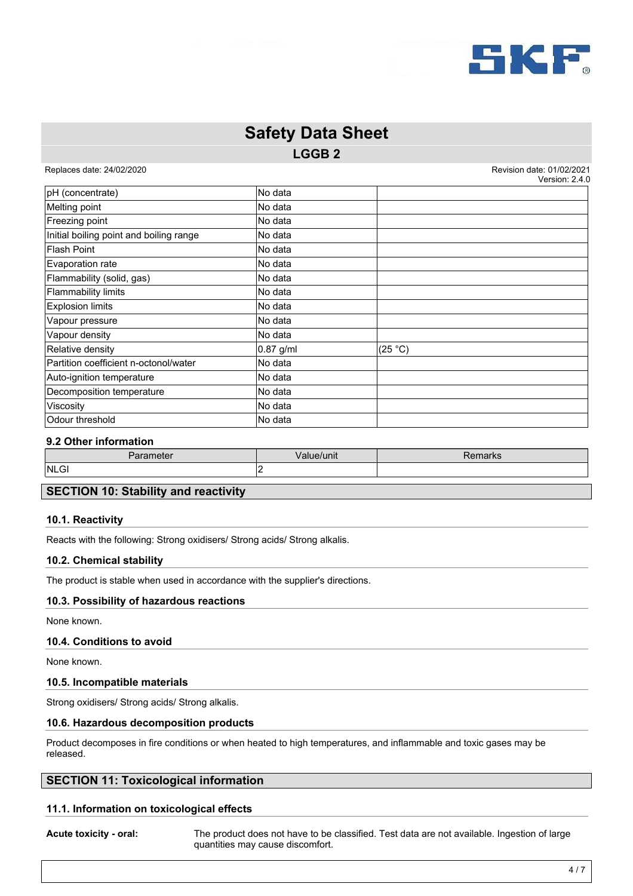| | | |
|---|---|---|
| pH (concentrate) | No data | |
| Melting point | No data | |
| Freezing point | No data | |
| Initial boiling point and boiling range | No data | |
| Flash Point | No data | |
| Evaporation rate | No data | |
| Flammability (solid, gas) | No data | |
| Flammability limits | No data | |
| Explosion limits | No data | |
| Vapour pressure | No data | |
| Vapour density | No data | |
| Relative density | 0.87 g/ml | (25 °C) |
| Partition coefficient n-octonol/water | No data | |
| Auto-ignition temperature | No data | |
| Decomposition temperature | No data | |
| Viscosity | No data | |
| Odour threshold | No data | |

### 9.2 Other information

| Parameter | Value/unit | Remarks |
|---|---|---|
| NLGI | 2 | |

## SECTION 10: Stability and reactivity

### 10.1. Reactivity

Reacts with the following: Strong oxidisers/ Strong acids/ Strong alkalis.

### 10.2. Chemical stability

The product is stable when used in accordance with the supplier's directions.

### 10.3. Possibility of hazardous reactions

None known.

### 10.4. Conditions to avoid

None known.

### 10.5. Incompatible materials

Strong oxidisers/ Strong acids/ Strong alkalis.

### 10.6. Hazardous decomposition products

Product decomposes in fire conditions or when heated to high temperatures, and inflammable and toxic gases may be released.

## SECTION 11: Toxicological information

### 11.1. Information on toxicological effects

**Acute toxicity - oral:** The product does not have to be classified. Test data are not available. Ingestion of large quantities may cause discomfort.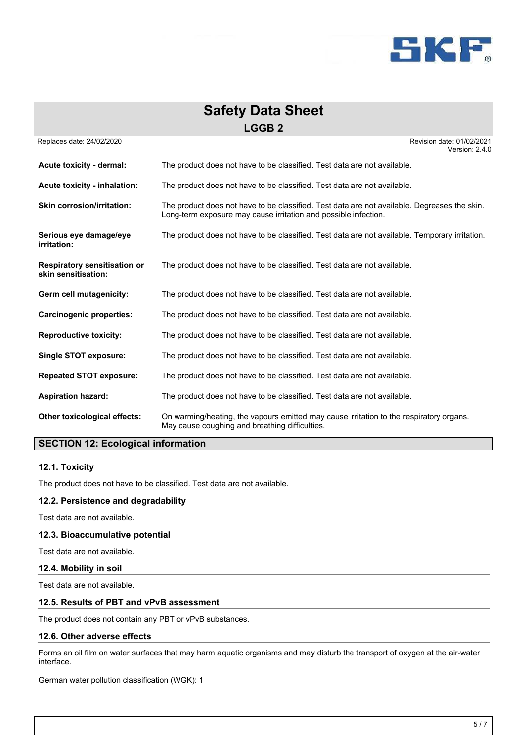**Acute toxicity - dermal:** The product does not have to be classified. Test data are not available.

**Acute toxicity - inhalation:** The product does not have to be classified. Test data are not available.

**Skin corrosion/irritation:** The product does not have to be classified. Test data are not available. Degreases the skin. Long-term exposure may cause irritation and possible infection.

**Serious eye damage/eye irritation:** The product does not have to be classified. Test data are not available. Temporary irritation.

**Respiratory sensitisation or skin sensitisation:** The product does not have to be classified. Test data are not available.

**Germ cell mutagenicity:** The product does not have to be classified. Test data are not available.

**Carcinogenic properties:** The product does not have to be classified. Test data are not available.

**Reproductive toxicity:** The product does not have to be classified. Test data are not available.

**Single STOT exposure:** The product does not have to be classified. Test data are not available.

**Repeated STOT exposure:** The product does not have to be classified. Test data are not available.

**Aspiration hazard:** The product does not have to be classified. Test data are not available.

**Other toxicological effects:** On warming/heating, the vapours emitted may cause irritation to the respiratory organs. May cause coughing and breathing difficulties.

## SECTION 12: Ecological information

### 12.1. Toxicity

The product does not have to be classified. Test data are not available.

### 12.2. Persistence and degradability

Test data are not available.

### 12.3. Bioaccumulative potential

Test data are not available.

### 12.4. Mobility in soil

Test data are not available.

### 12.5. Results of PBT and vPvB assessment

The product does not contain any PBT or vPvB substances.

### 12.6. Other adverse effects

Forms an oil film on water surfaces that may harm aquatic organisms and may disturb the transport of oxygen at the air-water interface.

German water pollution classification (WGK): 1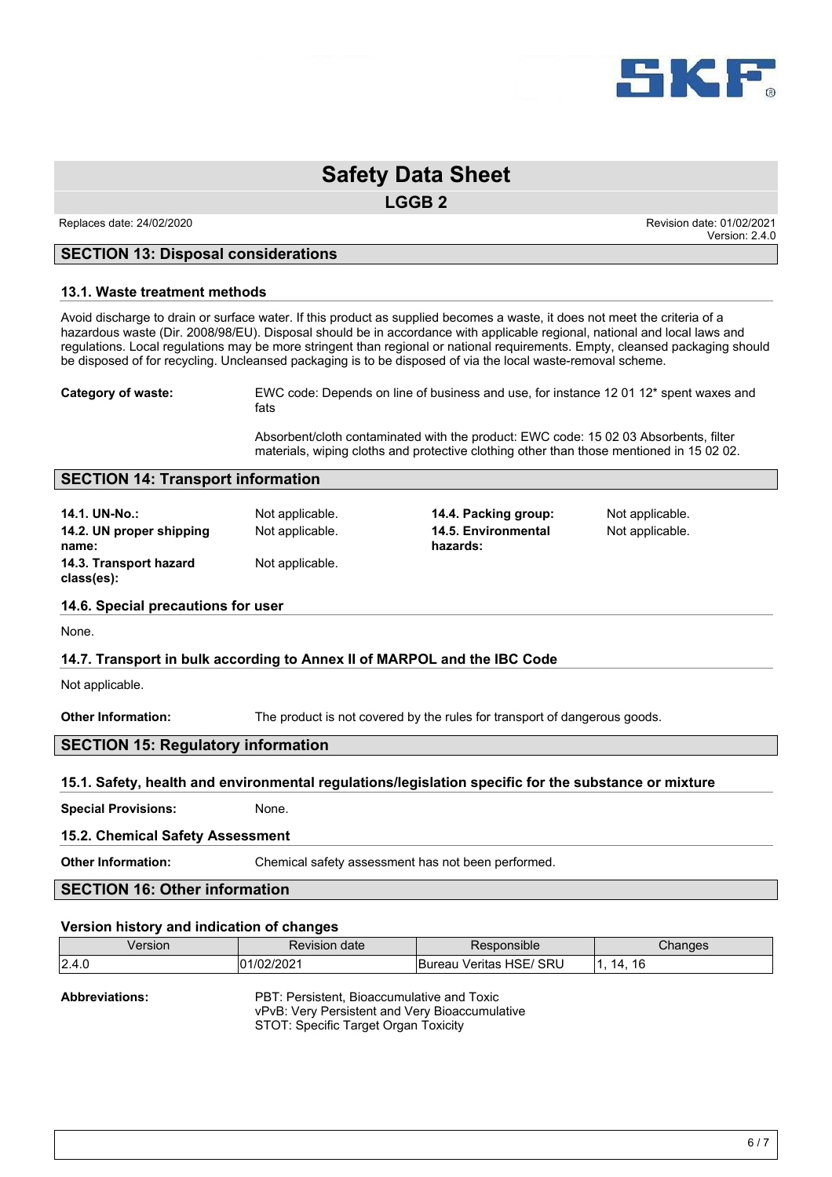## SECTION 13: Disposal considerations

### 13.1. Waste treatment methods

Avoid discharge to drain or surface water. If this product as supplied becomes a waste, it does not meet the criteria of a hazardous waste (Dir. 2008/98/EU). Disposal should be in accordance with applicable regional, national and local laws and regulations. Local regulations may be more stringent than regional or national requirements. Empty, cleansed packaging should be disposed of for recycling. Uncleansed packaging is to be disposed of via the local waste-removal scheme.

**Category of waste:** EWC code: Depends on line of business and use, for instance 12 01 12* spent waxes and fats

Absorbent/cloth contaminated with the product: EWC code: 15 02 03 Absorbents, filter materials, wiping cloths and protective clothing other than those mentioned in 15 02 02.

## SECTION 14: Transport information

**14.1. UN-No.:** Not applicable.

**14.2. UN proper shipping name:** Not applicable.

**14.3. Transport hazard class(es):** Not applicable.

**14.4. Packing group:** Not applicable.

**14.5. Environmental hazards:** Not applicable.

### 14.6. Special precautions for user

None.

### 14.7. Transport in bulk according to Annex II of MARPOL and the IBC Code

Not applicable.

**Other Information:** The product is not covered by the rules for transport of dangerous goods.

## SECTION 15: Regulatory information

### 15.1. Safety, health and environmental regulations/legislation specific for the substance or mixture

**Special Provisions:** None.

### 15.2. Chemical Safety Assessment

**Other Information:** Chemical safety assessment has not been performed.

## SECTION 16: Other information

### Version history and indication of changes

| Version | Revision date | Responsible | Changes |
|---|---|---|---|
| 2.4.0 | 01/02/2021 | Bureau Veritas HSE/ SRU | 1, 14, 16 |

**Abbreviations:**

PBT: Persistent, Bioaccumulative and Toxic
vPvB: Very Persistent and Very Bioaccumulative
STOT: Specific Target Organ Toxicity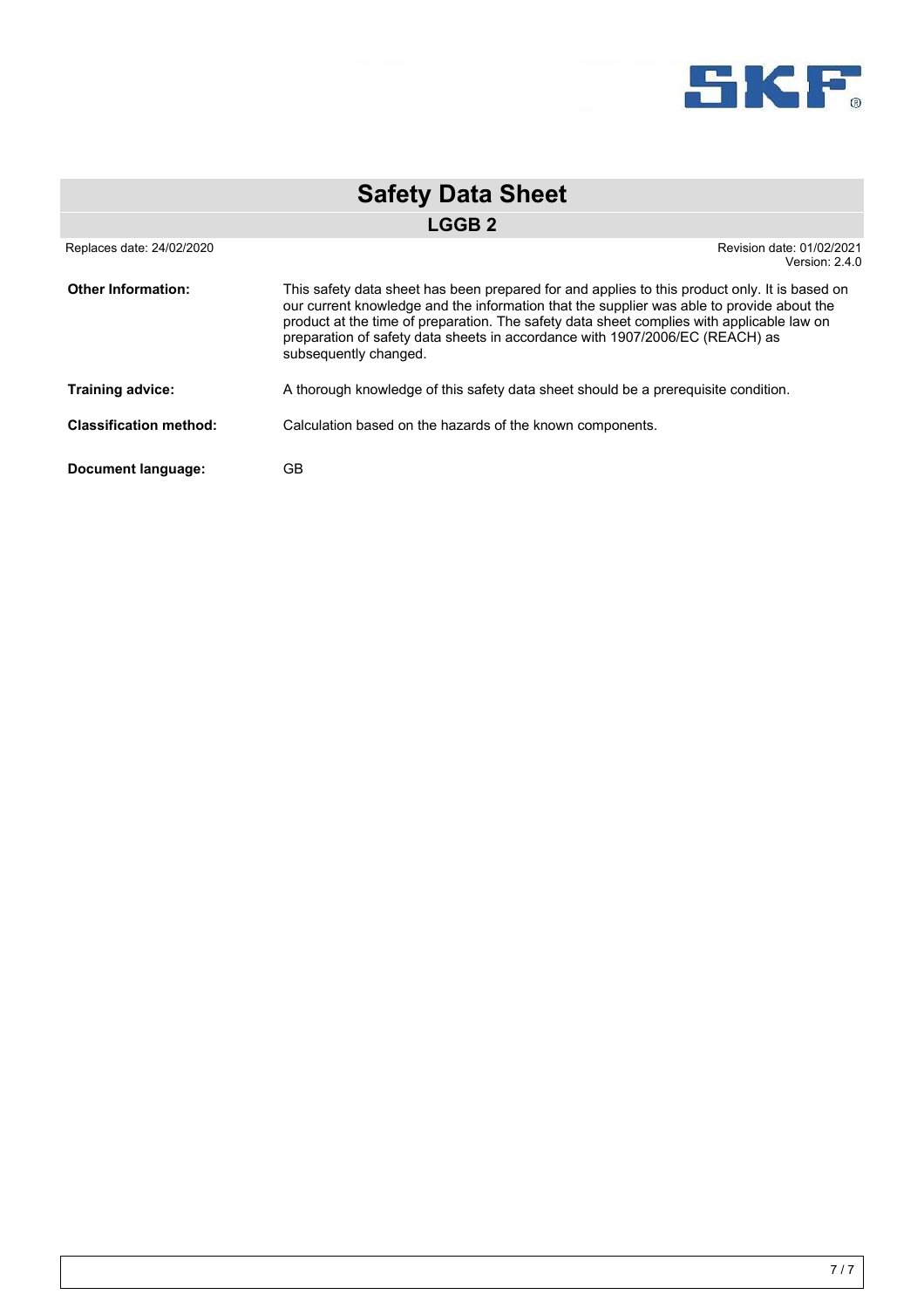# Safety Data Sheet

## LGGB 2

Replaces date: 24/02/2020

Revision date: 01/02/2021
Version: 2.4.0

| | |
|---|---|
| **Other Information:** | This safety data sheet has been prepared for and applies to this product only. It is based on our current knowledge and the information that the supplier was able to provide about the product at the time of preparation. The safety data sheet complies with applicable law on preparation of safety data sheets in accordance with 1907/2006/EC (REACH) as subsequently changed. |
| **Training advice:** | A thorough knowledge of this safety data sheet should be a prerequisite condition. |
| **Classification method:** | Calculation based on the hazards of the known components. |
| **Document language:** | GB |